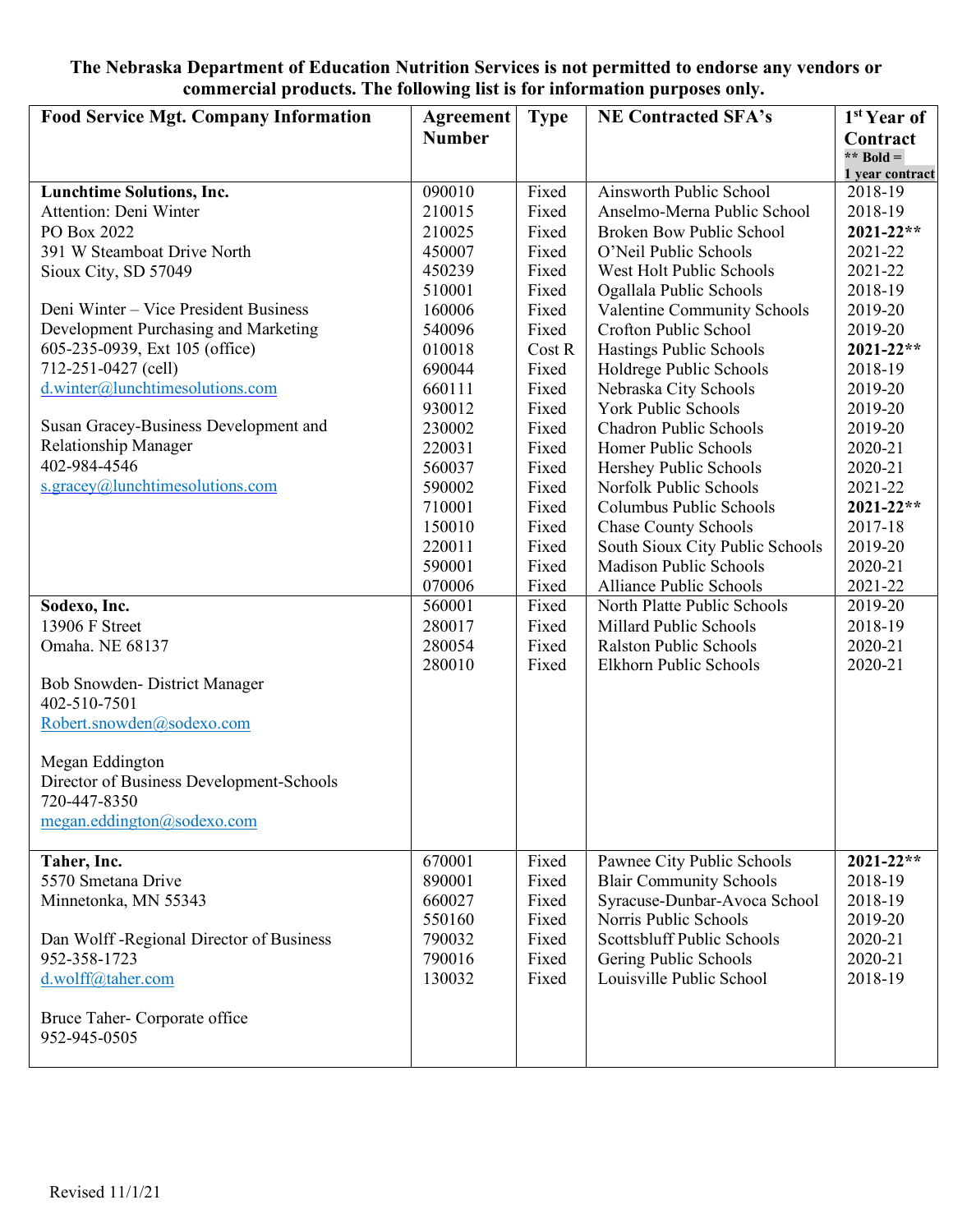**The Nebraska Department of Education Nutrition Services is not permitted to endorse any vendors or commercial products. The following list is for information purposes only.**

| Food Service Mgt. Company Information | Agreement Number | Type | NE Contracted SFA's | 1st Year of Contract ** Bold = 1 year contract |
|---|---|---|---|---|
| **Lunchtime Solutions, Inc.** | 090010 | Fixed | Ainsworth Public School | 2018-19 |
| Attention: Deni Winter | 210015 | Fixed | Anselmo-Merna Public School | 2018-19 |
| PO Box 2022 | 210025 | Fixed | Broken Bow Public School | **2021-22**** |
| 391 W Steamboat Drive North | 450007 | Fixed | O'Neil Public Schools | 2021-22 |
| Sioux City, SD 57049 | 450239 | Fixed | West Holt Public Schools | 2021-22 |
| | 510001 | Fixed | Ogallala Public Schools | 2018-19 |
| Deni Winter – Vice President Business | 160006 | Fixed | Valentine Community Schools | 2019-20 |
| Development Purchasing and Marketing | 540096 | Fixed | Crofton Public School | 2019-20 |
| 605-235-0939, Ext 105 (office) | 010018 | Cost R | Hastings Public Schools | **2021-22**** |
| 712-251-0427 (cell) | 690044 | Fixed | Holdrege Public Schools | 2018-19 |
| d.winter@lunchtimesolutions.com | 660111 | Fixed | Nebraska City Schools | 2019-20 |
| | 930012 | Fixed | York Public Schools | 2019-20 |
| Susan Gracey-Business Development and | 230002 | Fixed | Chadron Public Schools | 2019-20 |
| Relationship Manager | 220031 | Fixed | Homer Public Schools | 2020-21 |
| 402-984-4546 | 560037 | Fixed | Hershey Public Schools | 2020-21 |
| s.gracey@lunchtimesolutions.com | 590002 | Fixed | Norfolk Public Schools | 2021-22 |
| | 710001 | Fixed | Columbus Public Schools | **2021-22**** |
| | 150010 | Fixed | Chase County Schools | 2017-18 |
| | 220011 | Fixed | South Sioux City Public Schools | 2019-20 |
| | 590001 | Fixed | Madison Public Schools | 2020-21 |
| | 070006 | Fixed | Alliance Public Schools | 2021-22 |
| **Sodexo, Inc.** | 560001 | Fixed | North Platte Public Schools | 2019-20 |
| 13906 F Street | 280017 | Fixed | Millard Public Schools | 2018-19 |
| Omaha. NE 68137 | 280054 | Fixed | Ralston Public Schools | 2020-21 |
| | 280010 | Fixed | Elkhorn Public Schools | 2020-21 |
| Bob Snowden- District Manager | | | | |
| 402-510-7501 | | | | |
| Robert.snowden@sodexo.com | | | | |
| | | | | |
| Megan Eddington | | | | |
| Director of Business Development-Schools | | | | |
| 720-447-8350 | | | | |
| megan.eddington@sodexo.com | | | | |
| **Taher, Inc.** | 670001 | Fixed | Pawnee City Public Schools | **2021-22**** |
| 5570 Smetana Drive | 890001 | Fixed | Blair Community Schools | 2018-19 |
| Minnetonka, MN 55343 | 660027 | Fixed | Syracuse-Dunbar-Avoca School | 2018-19 |
| | 550160 | Fixed | Norris Public Schools | 2019-20 |
| Dan Wolff -Regional Director of Business | 790032 | Fixed | Scottsbluff Public Schools | 2020-21 |
| 952-358-1723 | 790016 | Fixed | Gering Public Schools | 2020-21 |
| d.wolff@taher.com | 130032 | Fixed | Louisville Public School | 2018-19 |
| | | | | |
| Bruce Taher- Corporate office | | | | |
| 952-945-0505 | | | | |

Revised 11/1/21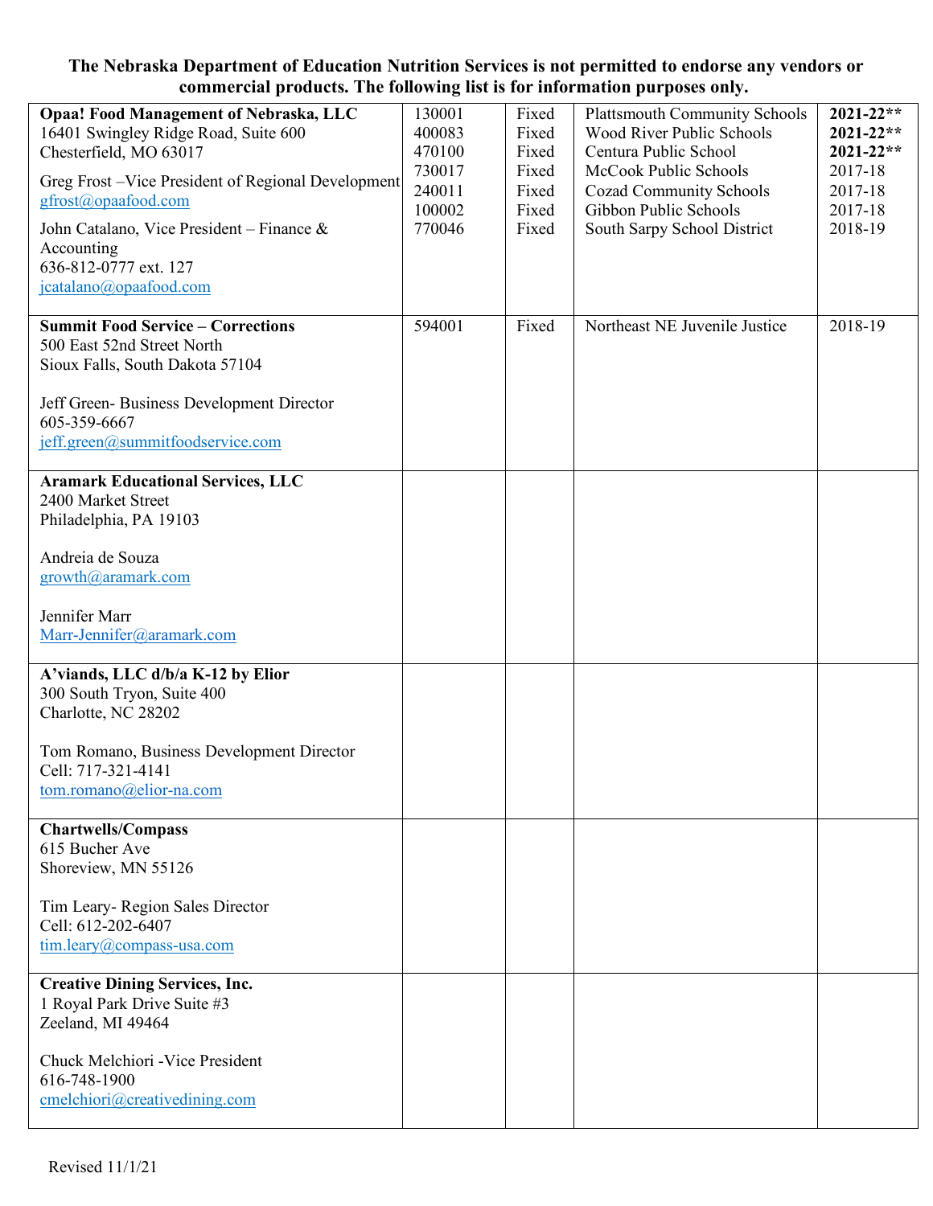**The Nebraska Department of Education Nutrition Services is not permitted to endorse any vendors or commercial products. The following list is for information purposes only.**

| | | | | |
|---|---|---|---|---|
| **Opaa! Food Management of Nebraska, LLC**<br>16401 Swingley Ridge Road, Suite 600<br>Chesterfield, MO 63017<br><br>Greg Frost –Vice President of Regional Development<br>gfrost@opaafood.com<br><br>John Catalano, Vice President – Finance & Accounting<br>636-812-0777 ext. 127<br>jcatalano@opaafood.com | 130001<br>400083<br>470100<br>730017<br>240011<br>100002<br>770046 | Fixed<br>Fixed<br>Fixed<br>Fixed<br>Fixed<br>Fixed<br>Fixed | Plattsmouth Community Schools<br>Wood River Public Schools<br>Centura Public School<br>McCook Public Schools<br>Cozad Community Schools<br>Gibbon Public Schools<br>South Sarpy School District | **2021-22\*\***<br>**2021-22\*\***<br>**2021-22\*\***<br>2017-18<br>2017-18<br>2017-18<br>2018-19 |
| **Summit Food Service – Corrections**<br>500 East 52nd Street North<br>Sioux Falls, South Dakota 57104<br><br>Jeff Green- Business Development Director<br>605-359-6667<br>jeff.green@summitfoodservice.com | 594001 | Fixed | Northeast NE Juvenile Justice | 2018-19 |
| **Aramark Educational Services, LLC**<br>2400 Market Street<br>Philadelphia, PA 19103<br><br>Andreia de Souza<br>growth@aramark.com<br><br>Jennifer Marr<br>Marr-Jennifer@aramark.com | | | | |
| **A'viands, LLC d/b/a K-12 by Elior**<br>300 South Tryon, Suite 400<br>Charlotte, NC 28202<br><br>Tom Romano, Business Development Director<br>Cell: 717-321-4141<br>tom.romano@elior-na.com | | | | |
| **Chartwells/Compass**<br>615 Bucher Ave<br>Shoreview, MN 55126<br><br>Tim Leary- Region Sales Director<br>Cell: 612-202-6407<br>tim.leary@compass-usa.com | | | | |
| **Creative Dining Services, Inc.**<br>1 Royal Park Drive Suite #3<br>Zeeland, MI 49464<br><br>Chuck Melchiori -Vice President<br>616-748-1900<br>cmelchiori@creativedining.com | | | | |

Revised 11/1/21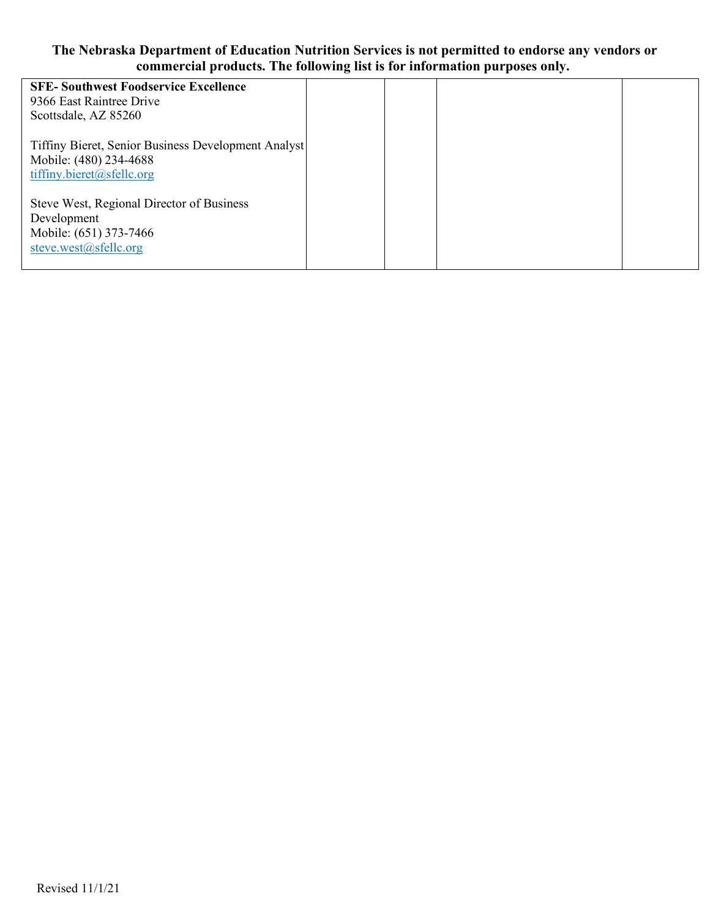**The Nebraska Department of Education Nutrition Services is not permitted to endorse any vendors or commercial products. The following list is for information purposes only.**

| | | | | |
|---|---|---|---|---|
| **SFE- Southwest Foodservice Excellence**<br>9366 East Raintree Drive<br>Scottsdale, AZ 85260<br><br>Tiffiny Bieret, Senior Business Development Analyst<br>Mobile: (480) 234-4688<br>tiffiny.bieret@sfellc.org<br><br>Steve West, Regional Director of Business Development<br>Mobile: (651) 373-7466<br>steve.west@sfellc.org | | | | |

Revised 11/1/21